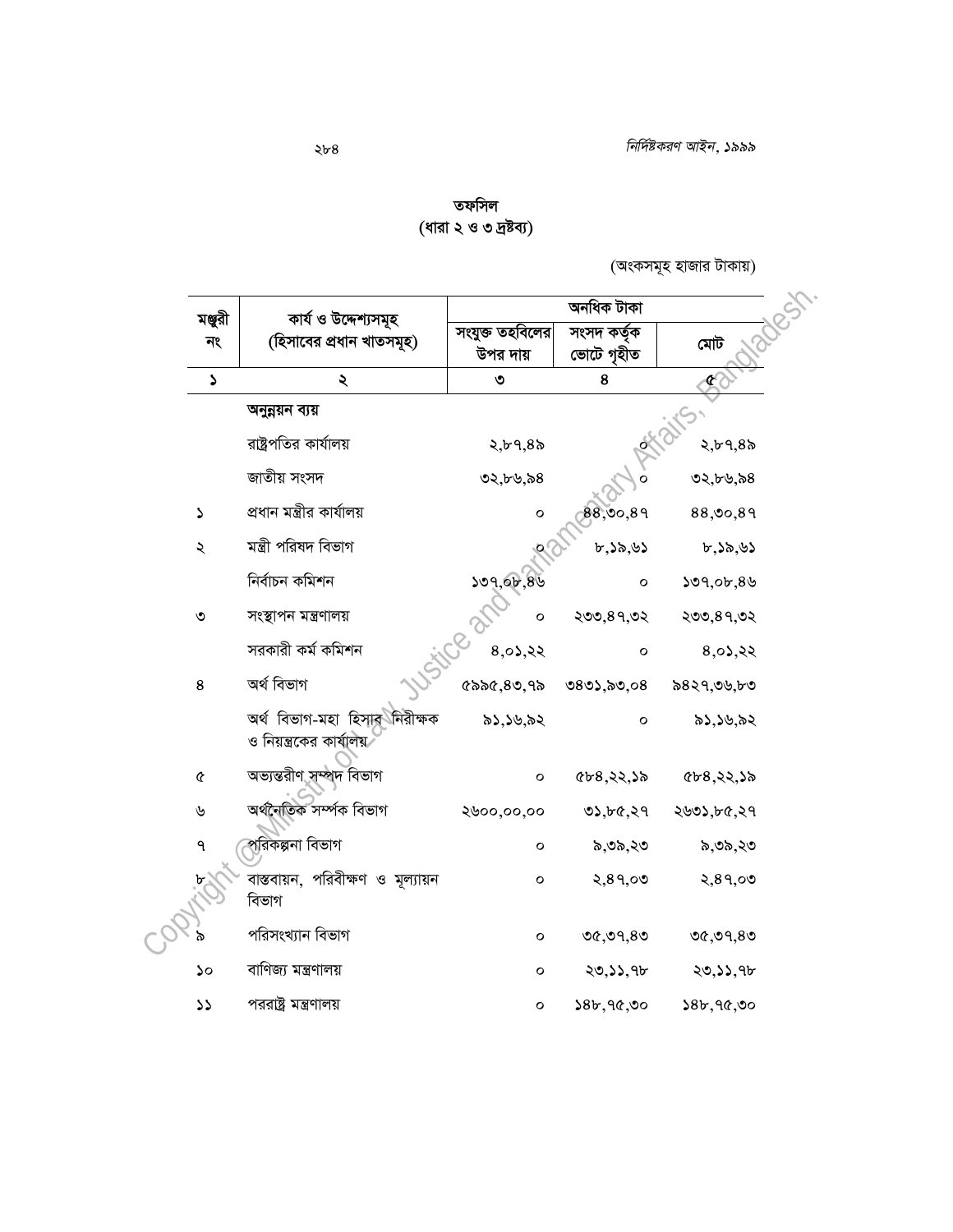## তফসিল
### (ধারা ২ ও ৩ দ্রষ্টব্য)

(অংকসমূহ হাজার টাকায়)

| মঞ্জুরী নং | কার্য ও উদ্দেশ্যসমূহ (হিসাবের প্রধান খাতসমূহ) | অনধিক টাকা | | |
|---|---|---|---|---|
| | | সংযুক্ত তহবিলের উপর দায় | সংসদ কর্তৃক ভোটে গৃহীত | মোট |
| ১ | ২ | ৩ | ৪ | ৫ |
| | **অনুন্নয়ন ব্যয়** | | | |
| | রাষ্ট্রপতির কার্যালয় | ২,৮৭,৪৯ | ০ | ২,৮৭,৪৯ |
| | জাতীয় সংসদ | ৩২,৮৬,৯৪ | ০ | ৩২,৮৬,৯৪ |
| ১ | প্রধান মন্ত্রীর কার্যালয় | ০ | ৪৪,৩০,৪৭ | ৪৪,৩০,৪৭ |
| ২ | মন্ত্রী পরিষদ বিভাগ | ০ | ৮,১৯,৬১ | ৮,১৯,৬১ |
| | নির্বাচন কমিশন | ১৩৭,০৮,৪৬ | ০ | ১৩৭,০৮,৪৬ |
| ৩ | সংস্থাপন মন্ত্রণালয় | ০ | ২৩৩,৪৭,৩২ | ২৩৩,৪৭,৩২ |
| | সরকারী কর্ম কমিশন | ৪,০১,২২ | ০ | ৪,০১,২২ |
| ৪ | অর্থ বিভাগ | ৫৯৯৫,৪৩,৭৯ | ৩৪৩১,৯৩,০৪ | ৯৪২৭,৩৬,৮৩ |
| | অর্থ বিভাগ-মহা হিসাব নিরীক্ষক ও নিয়ন্ত্রকের কার্যালয় | ৯১,১৬,৯২ | ০ | ৯১,১৬,৯২ |
| ৫ | অভ্যন্তরীণ সম্পদ বিভাগ | ০ | ৫৮৪,২২,১৯ | ৫৮৪,২২,১৯ |
| ৬ | অর্থনৈতিক সম্পর্ক বিভাগ | ২৬০০,০০,০০ | ৩১,৮৫,২৭ | ২৬৩১,৮৫,২৭ |
| ৭ | পরিকল্পনা বিভাগ | ০ | ৯,৩৯,২৩ | ৯,৩৯,২৩ |
| ৮ | বাস্তবায়ন, পরিবীক্ষণ ও মূল্যায়ন বিভাগ | ০ | ২,৪৭,০৩ | ২,৪৭,০৩ |
| ৯ | পরিসংখ্যান বিভাগ | ০ | ৩৫,৩৭,৪৩ | ৩৫,৩৭,৪৩ |
| ১০ | বাণিজ্য মন্ত্রণালয় | ০ | ২৩,১১,৭৮ | ২৩,১১,৭৮ |
| ১১ | পররাষ্ট্র মন্ত্রণালয় | ০ | ১৪৮,৭৫,৩০ | ১৪৮,৭৫,৩০ |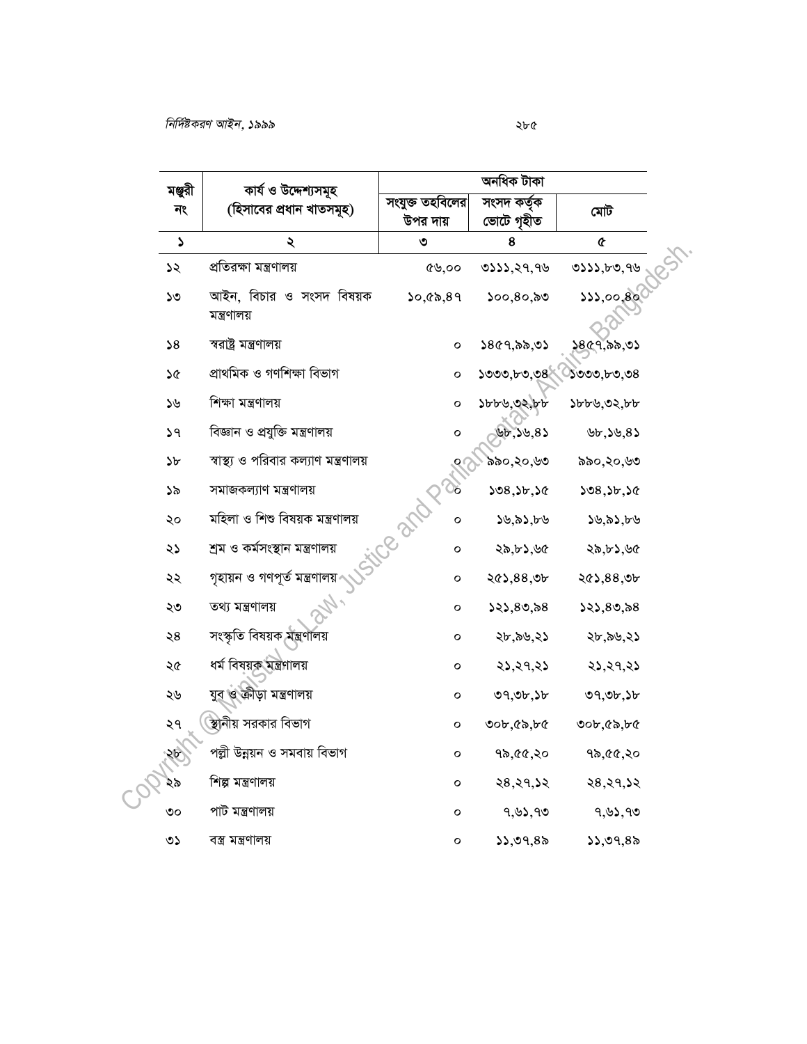| মঞ্জুরী নং | কার্য ও উদ্দেশ্যসমূহ (হিসাবের প্রধান খাতসমূহ) | অনধিক টাকা | | |
|---|---|---|---|---|
| | | সংযুক্ত তহবিলের উপর দায় | সংসদ কর্তৃক ভোটে গৃহীত | মোট |
| ১ | ২ | ৩ | ৪ | ৫ |
| ১২ | প্রতিরক্ষা মন্ত্রণালয় | ৫৬,০০ | ৩১১১,২৭,৭৬ | ৩১১১,৮৩,৭৬ |
| ১৩ | আইন, বিচার ও সংসদ বিষয়ক মন্ত্রণালয় | ১০,৫৯,৪৭ | ১০০,৪০,৯৩ | ১১১,০০,৪০ |
| ১৪ | স্বরাষ্ট্র মন্ত্রণালয় | ০ | ১৪৫৭,৯৯,৩১ | ১৪৫৭,৯৯,৩১ |
| ১৫ | প্রাথমিক ও গণশিক্ষা বিভাগ | ০ | ১৩৩৩,৮৩,৩৪ | ১৩৩৩,৮৩,৩৪ |
| ১৬ | শিক্ষা মন্ত্রণালয় | ০ | ১৮৮৬,৩২,৮৮ | ১৮৮৬,৩২,৮৮ |
| ১৭ | বিজ্ঞান ও প্রযুক্তি মন্ত্রণালয় | ০ | ৬৮,১৬,৪১ | ৬৮,১৬,৪১ |
| ১৮ | স্বাস্থ্য ও পরিবার কল্যাণ মন্ত্রণালয় | ০ | ৯৯০,২০,৬৩ | ৯৯০,২০,৬৩ |
| ১৯ | সমাজকল্যাণ মন্ত্রণালয় | ০ | ১৩৪,১৮,১৫ | ১৩৪,১৮,১৫ |
| ২০ | মহিলা ও শিশু বিষয়ক মন্ত্রণালয় | ০ | ১৬,৯১,৮৬ | ১৬,৯১,৮৬ |
| ২১ | শ্রম ও কর্মসংস্থান মন্ত্রণালয় | ০ | ২৯,৮১,৬৫ | ২৯,৮১,৬৫ |
| ২২ | গৃহায়ন ও গণপূর্ত মন্ত্রণালয় | ০ | ২৫১,৪৪,৩৮ | ২৫১,৪৪,৩৮ |
| ২৩ | তথ্য মন্ত্রণালয় | ০ | ১২১,৪৩,৯৪ | ১২১,৪৩,৯৪ |
| ২৪ | সংস্কৃতি বিষয়ক মন্ত্রণালয় | ০ | ২৮,৯৬,২১ | ২৮,৯৬,২১ |
| ২৫ | ধর্ম বিষয়ক মন্ত্রণালয় | ০ | ২১,২৭,২১ | ২১,২৭,২১ |
| ২৬ | যুব ও ক্রীড়া মন্ত্রণালয় | ০ | ৩৭,৩৮,১৮ | ৩৭,৩৮,১৮ |
| ২৭ | স্থানীয় সরকার বিভাগ | ০ | ৩০৮,৫৯,৮৫ | ৩০৮,৫৯,৮৫ |
| ২৮ | পল্লী উন্নয়ন ও সমবায় বিভাগ | ০ | ৭৯,৫৫,২০ | ৭৯,৫৫,২০ |
| ২৯ | শিল্প মন্ত্রণালয় | ০ | ২৪,২৭,১২ | ২৪,২৭,১২ |
| ৩০ | পাট মন্ত্রণালয় | ০ | ৭,৬১,৭৩ | ৭,৬১,৭৩ |
| ৩১ | বস্ত্র মন্ত্রণালয় | ০ | ১১,৩৭,৪৯ | ১১,৩৭,৪৯ |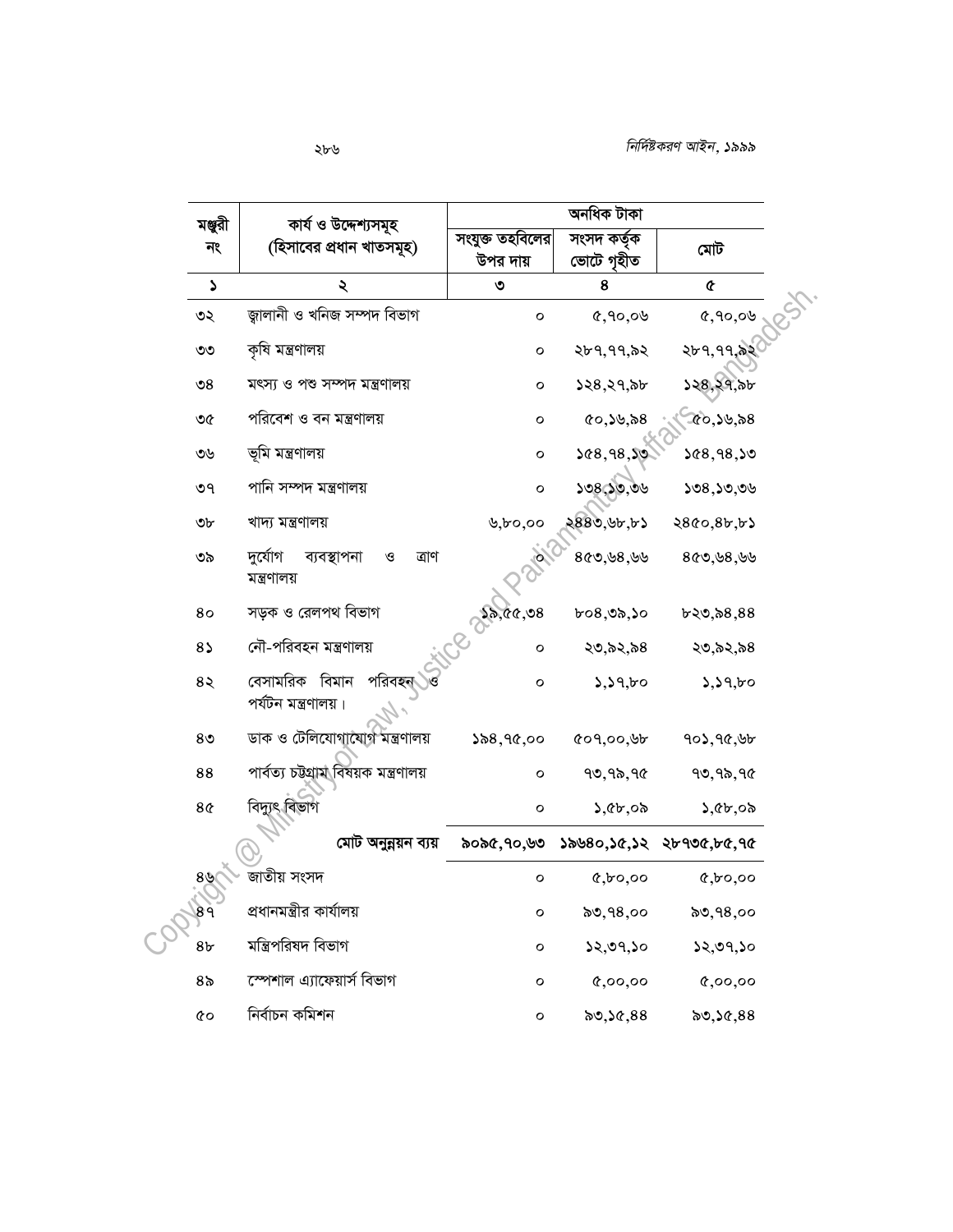| মঞ্জুরী নং | কার্য ও উদ্দেশ্যসমূহ (হিসাবের প্রধান খাতসমূহ) | অনধিক টাকা | | |
|---|---|---|---|---|
| | | সংযুক্ত তহবিলের উপর দায় | সংসদ কর্তৃক ভোটে গৃহীত | মোট |
| ১ | ২ | ৩ | ৪ | ৫ |
| ৩২ | জ্বালানী ও খনিজ সম্পদ বিভাগ | ০ | ৫,৭০,০৬ | ৫,৭০,০৬ |
| ৩৩ | কৃষি মন্ত্রণালয় | ০ | ২৮৭,৭৭,৯২ | ২৮৭,৭৭,৯২ |
| ৩৪ | মৎস্য ও পশু সম্পদ মন্ত্রণালয় | ০ | ১২৪,২৭,৯৮ | ১২৪,২৭,৯৮ |
| ৩৫ | পরিবেশ ও বন মন্ত্রণালয় | ০ | ৫০,১৬,৯৪ | ৫০,১৬,৯৪ |
| ৩৬ | ভূমি মন্ত্রণালয় | ০ | ১৫৪,৭৪,১৩ | ১৫৪,৭৪,১৩ |
| ৩৭ | পানি সম্পদ মন্ত্রণালয় | ০ | ১৩৪,১৩,৩৬ | ১৩৪,১৩,৩৬ |
| ৩৮ | খাদ্য মন্ত্রণালয় | ৬,৮০,০০ | ২৪৪৩,৬৮,৮১ | ২৪৫০,৪৮,৮১ |
| ৩৯ | দুর্যোগ ব্যবস্থাপনা ও ত্রাণ মন্ত্রণালয় | ০ | ৪৫৩,৬৪,৬৬ | ৪৫৩,৬৪,৬৬ |
| ৪০ | সড়ক ও রেলপথ বিভাগ | ১৯,৫৫,৩৪ | ৮০৪,৩৯,১০ | ৮২৩,৯৪,৪৪ |
| ৪১ | নৌ-পরিবহন মন্ত্রণালয় | ০ | ২৩,৯২,৯৪ | ২৩,৯২,৯৪ |
| ৪২ | বেসামরিক বিমান পরিবহন ও পর্যটন মন্ত্রণালয়। | ০ | ১,১৭,৮০ | ১,১৭,৮০ |
| ৪৩ | ডাক ও টেলিযোগাযোগ মন্ত্রণালয় | ১৯৪,৭৫,০০ | ৫০৭,০০,৬৮ | ৭০১,৭৫,৬৮ |
| ৪৪ | পার্বত্য চট্টগ্রাম বিষয়ক মন্ত্রণালয় | ০ | ৭৩,৭৯,৭৫ | ৭৩,৭৯,৭৫ |
| ৪৫ | বিদ্যুৎ বিভাগ | ০ | ১,৫৮,০৯ | ১,৫৮,০৯ |
| | **মোট অনুন্নয়ন ব্যয়** | **৯০৯৫,৭০,৬৩** | **১৯৬৪০,১৫,১২** | **২৮৭৩৫,৮৫,৭৫** |
| ৪৬ | জাতীয় সংসদ | ০ | ৫,৮০,০০ | ৫,৮০,০০ |
| ৪৭ | প্রধানমন্ত্রীর কার্যালয় | ০ | ৯৩,৭৪,০০ | ৯৩,৭৪,০০ |
| ৪৮ | মন্ত্রিপরিষদ বিভাগ | ০ | ১২,৩৭,১০ | ১২,৩৭,১০ |
| ৪৯ | স্পেশাল এ্যাফেয়ার্স বিভাগ | ০ | ৫,০০,০০ | ৫,০০,০০ |
| ৫০ | নির্বাচন কমিশন | ০ | ৯৩,১৫,৪৪ | ৯৩,১৫,৪৪ |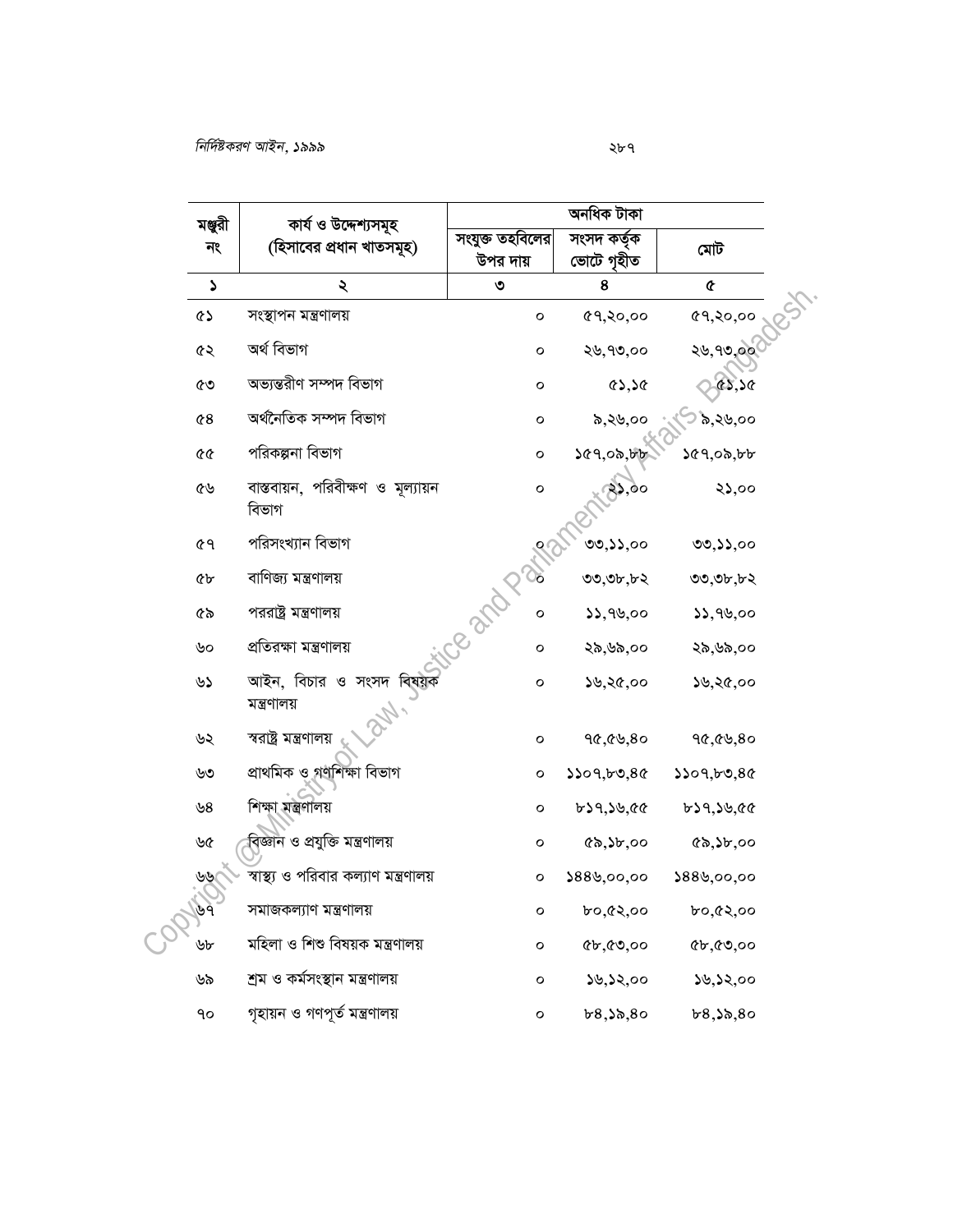| মঞ্জুরী নং | কার্য ও উদ্দেশ্যসমূহ (হিসাবের প্রধান খাতসমূহ) | অনধিক টাকা | | |
|---|---|---|---|---|
| | | সংযুক্ত তহবিলের উপর দায় | সংসদ কর্তৃক ভোটে গৃহীত | মোট |
| ১ | ২ | ৩ | ৪ | ৫ |
| ৫১ | সংস্থাপন মন্ত্রণালয় | ০ | ৫৭,২০,০০ | ৫৭,২০,০০ |
| ৫২ | অর্থ বিভাগ | ০ | ২৬,৭৩,০০ | ২৬,৭৩,০০ |
| ৫৩ | অভ্যন্তরীণ সম্পদ বিভাগ | ০ | ৫১,১৫ | ৫১,১৫ |
| ৫৪ | অর্থনৈতিক সম্পদ বিভাগ | ০ | ৯,২৬,০০ | ৯,২৬,০০ |
| ৫৫ | পরিকল্পনা বিভাগ | ০ | ১৫৭,০৯,৮৮ | ১৫৭,০৯,৮৮ |
| ৫৬ | বাস্তবায়ন, পরিবীক্ষণ ও মূল্যায়ন বিভাগ | ০ | ২১,০০ | ২১,০০ |
| ৫৭ | পরিসংখ্যান বিভাগ | ০ | ৩৩,১১,০০ | ৩৩,১১,০০ |
| ৫৮ | বাণিজ্য মন্ত্রণালয় | ০ | ৩৩,৩৮,৮২ | ৩৩,৩৮,৮২ |
| ৫৯ | পররাষ্ট্র মন্ত্রণালয় | ০ | ১১,৭৬,০০ | ১১,৭৬,০০ |
| ৬০ | প্রতিরক্ষা মন্ত্রণালয় | ০ | ২৯,৬৯,০০ | ২৯,৬৯,০০ |
| ৬১ | আইন, বিচার ও সংসদ বিষয়ক মন্ত্রণালয় | ০ | ১৬,২৫,০০ | ১৬,২৫,০০ |
| ৬২ | স্বরাষ্ট্র মন্ত্রণালয় | ০ | ৭৫,৫৬,৪০ | ৭৫,৫৬,৪০ |
| ৬৩ | প্রাথমিক ও গণশিক্ষা বিভাগ | ০ | ১১০৭,৮৩,৪৫ | ১১০৭,৮৩,৪৫ |
| ৬৪ | শিক্ষা মন্ত্রণালয় | ০ | ৮১৭,১৬,৫৫ | ৮১৭,১৬,৫৫ |
| ৬৫ | বিজ্ঞান ও প্রযুক্তি মন্ত্রণালয় | ০ | ৫৯,১৮,০০ | ৫৯,১৮,০০ |
| ৬৬ | স্বাস্থ্য ও পরিবার কল্যাণ মন্ত্রণালয় | ০ | ১৪৪৬,০০,০০ | ১৪৪৬,০০,০০ |
| ৬৭ | সমাজকল্যাণ মন্ত্রণালয় | ০ | ৮০,৫২,০০ | ৮০,৫২,০০ |
| ৬৮ | মহিলা ও শিশু বিষয়ক মন্ত্রণালয় | ০ | ৫৮,৫৩,০০ | ৫৮,৫৩,০০ |
| ৬৯ | শ্রম ও কর্মসংস্থান মন্ত্রণালয় | ০ | ১৬,১২,০০ | ১৬,১২,০০ |
| ৭০ | গৃহায়ন ও গণপূর্ত মন্ত্রণালয় | ০ | ৮৪,১৯,৪০ | ৮৪,১৯,৪০ |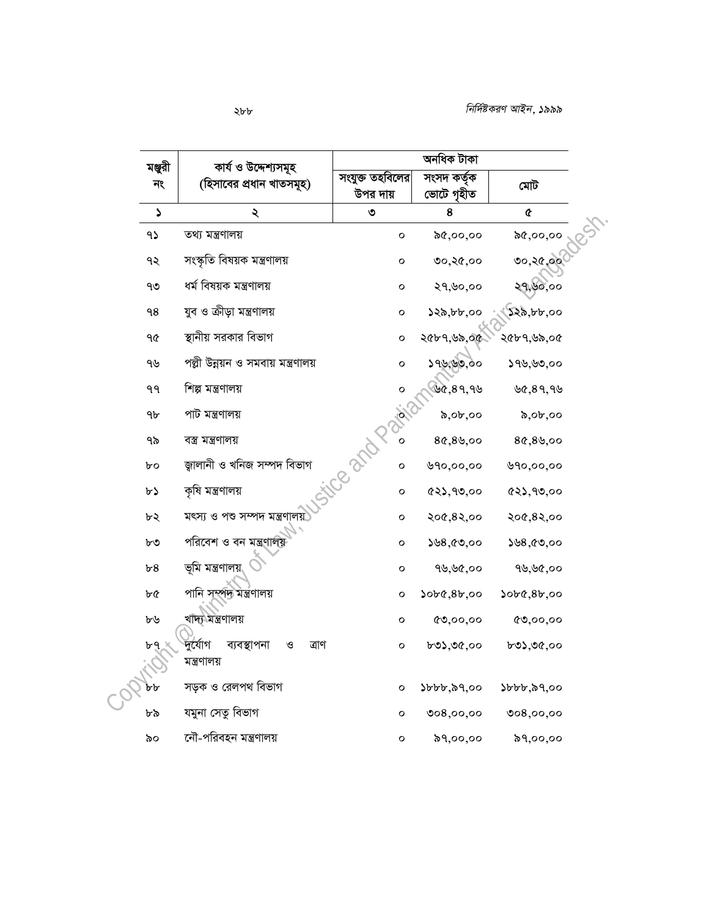| মঞ্জুরী নং | কার্য ও উদ্দেশ্যসমূহ (হিসাবের প্রধান খাতসমূহ) | অনধিক টাকা | | |
|---|---|---|---|---|
| | | সংযুক্ত তহবিলের উপর দায় | সংসদ কর্তৃক ভোটে গৃহীত | মোট |
| ১ | ২ | ৩ | ৪ | ৫ |
| ৭১ | তথ্য মন্ত্রণালয় | ০ | ৯৫,০০,০০ | ৯৫,০০,০০ |
| ৭২ | সংস্কৃতি বিষয়ক মন্ত্রণালয় | ০ | ৩০,২৫,০০ | ৩০,২৫,০০ |
| ৭৩ | ধর্ম বিষয়ক মন্ত্রণালয় | ০ | ২৭,৬০,০০ | ২৭,৬০,০০ |
| ৭৪ | যুব ও ক্রীড়া মন্ত্রণালয় | ০ | ১২৯,৮৮,০০ | ১২৯,৮৮,০০ |
| ৭৫ | স্থানীয় সরকার বিভাগ | ০ | ২৫৮৭,৬৯,০৫ | ২৫৮৭,৬৯,০৫ |
| ৭৬ | পল্লী উন্নয়ন ও সমবায় মন্ত্রণালয় | ০ | ১৭৬,৬৩,০০ | ১৭৬,৬৩,০০ |
| ৭৭ | শিল্প মন্ত্রণালয় | ০ | ৬৫,৪৭,৭৬ | ৬৫,৪৭,৭৬ |
| ৭৮ | পাট মন্ত্রণালয় | ০ | ৯,০৮,০০ | ৯,০৮,০০ |
| ৭৯ | বস্ত্র মন্ত্রণালয় | ০ | ৪৫,৪৬,০০ | ৪৫,৪৬,০০ |
| ৮০ | জ্বালানী ও খনিজ সম্পদ বিভাগ | ০ | ৬৭০,০০,০০ | ৬৭০,০০,০০ |
| ৮১ | কৃষি মন্ত্রণালয় | ০ | ৫২১,৭৩,০০ | ৫২১,৭৩,০০ |
| ৮২ | মৎস্য ও পশু সম্পদ মন্ত্রণালয় | ০ | ২০৫,৪২,০০ | ২০৫,৪২,০০ |
| ৮৩ | পরিবেশ ও বন মন্ত্রণালয় | ০ | ১৬৪,৫৩,০০ | ১৬৪,৫৩,০০ |
| ৮৪ | ভূমি মন্ত্রণালয় | ০ | ৭৬,৬৫,০০ | ৭৬,৬৫,০০ |
| ৮৫ | পানি সম্পদ মন্ত্রণালয় | ০ | ১০৮৫,৪৮,০০ | ১০৮৫,৪৮,০০ |
| ৮৬ | খাদ্য মন্ত্রণালয় | ০ | ৫৩,০০,০০ | ৫৩,০০,০০ |
| ৮৭ | দুর্যোগ ব্যবস্থাপনা ও ত্রাণ মন্ত্রণালয় | ০ | ৮৩১,৩৫,০০ | ৮৩১,৩৫,০০ |
| ৮৮ | সড়ক ও রেলপথ বিভাগ | ০ | ১৮৮৮,৯৭,০০ | ১৮৮৮,৯৭,০০ |
| ৮৯ | যমুনা সেতু বিভাগ | ০ | ৩০৪,০০,০০ | ৩০৪,০০,০০ |
| ৯০ | নৌ-পরিবহন মন্ত্রণালয় | ০ | ৯৭,০০,০০ | ৯৭,০০,০০ |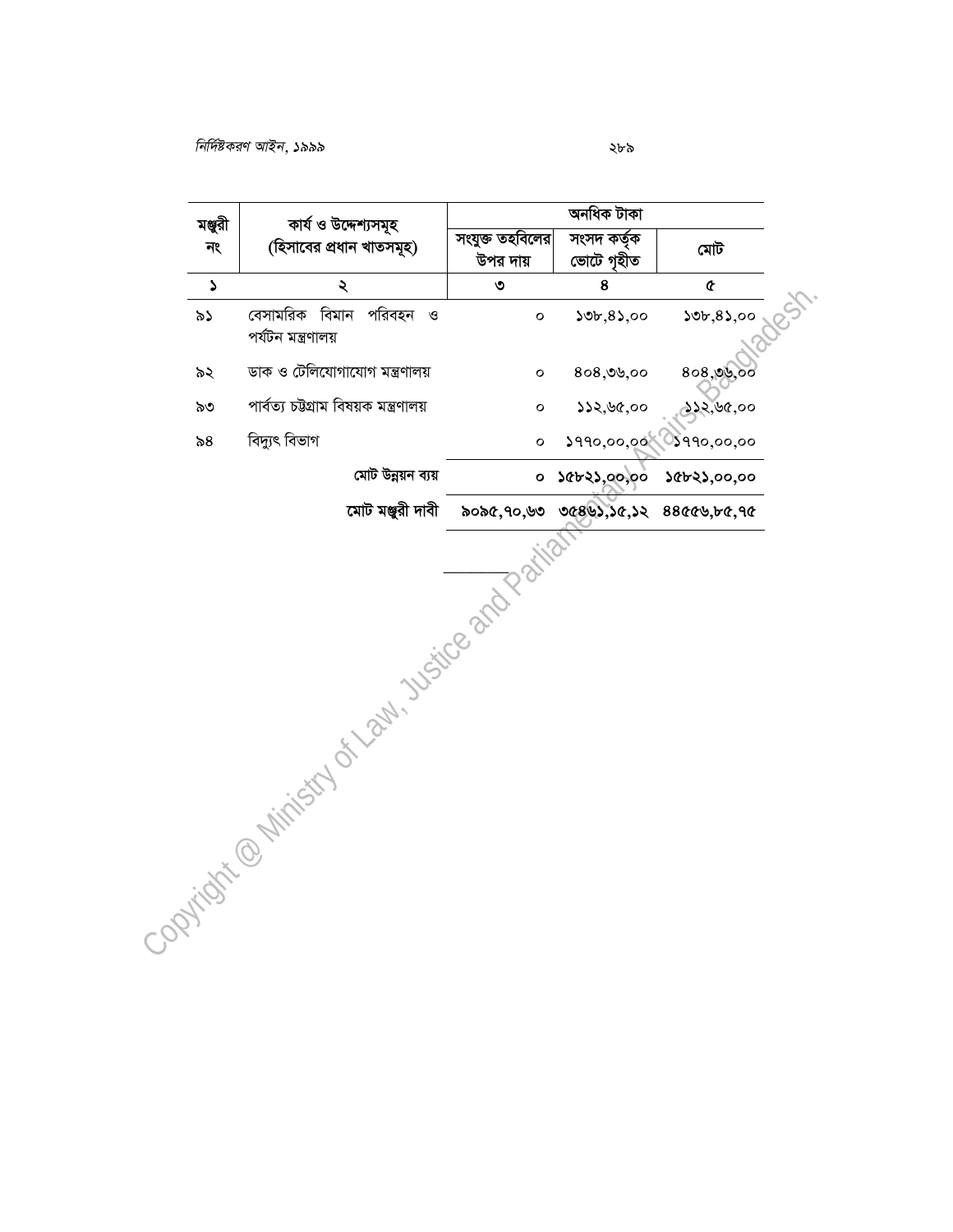| মঞ্জুরী নং | কার্য ও উদ্দেশ্যসমূহ (হিসাবের প্রধান খাতসমূহ) | অনধিক টাকা | | |
|---|---|---|---|---|
| | | সংযুক্ত তহবিলের উপর দায় | সংসদ কর্তৃক ভোটে গৃহীত | মোট |
| ১ | ২ | ৩ | ৪ | ৫ |
| ৯১ | বেসামরিক বিমান পরিবহন ও পর্যটন মন্ত্রণালয় | ০ | ১৩৮,৪১,০০ | ১৩৮,৪১,০০ |
| ৯২ | ডাক ও টেলিযোগাযোগ মন্ত্রণালয় | ০ | ৪০৪,৩৬,০০ | ৪০৪,৩৬,০০ |
| ৯৩ | পার্বত্য চট্টগ্রাম বিষয়ক মন্ত্রণালয় | ০ | ১১২,৬৫,০০ | ১১২,৬৫,০০ |
| ৯৪ | বিদ্যুৎ বিভাগ | ০ | ১৭৭০,০০,০০ | ১৭৭০,০০,০০ |
| | **মোট উন্নয়ন ব্যয়** | **০** | **১৫৮২১,০০,০০** | **১৫৮২১,০০,০০** |
| | **মোট মঞ্জুরী দাবী** | **৯০৯৫,৭০,৬৩** | **৩৫৪৬১,১৫,১২** | **৪৪৫৫৬,৮৫,৭৫** |